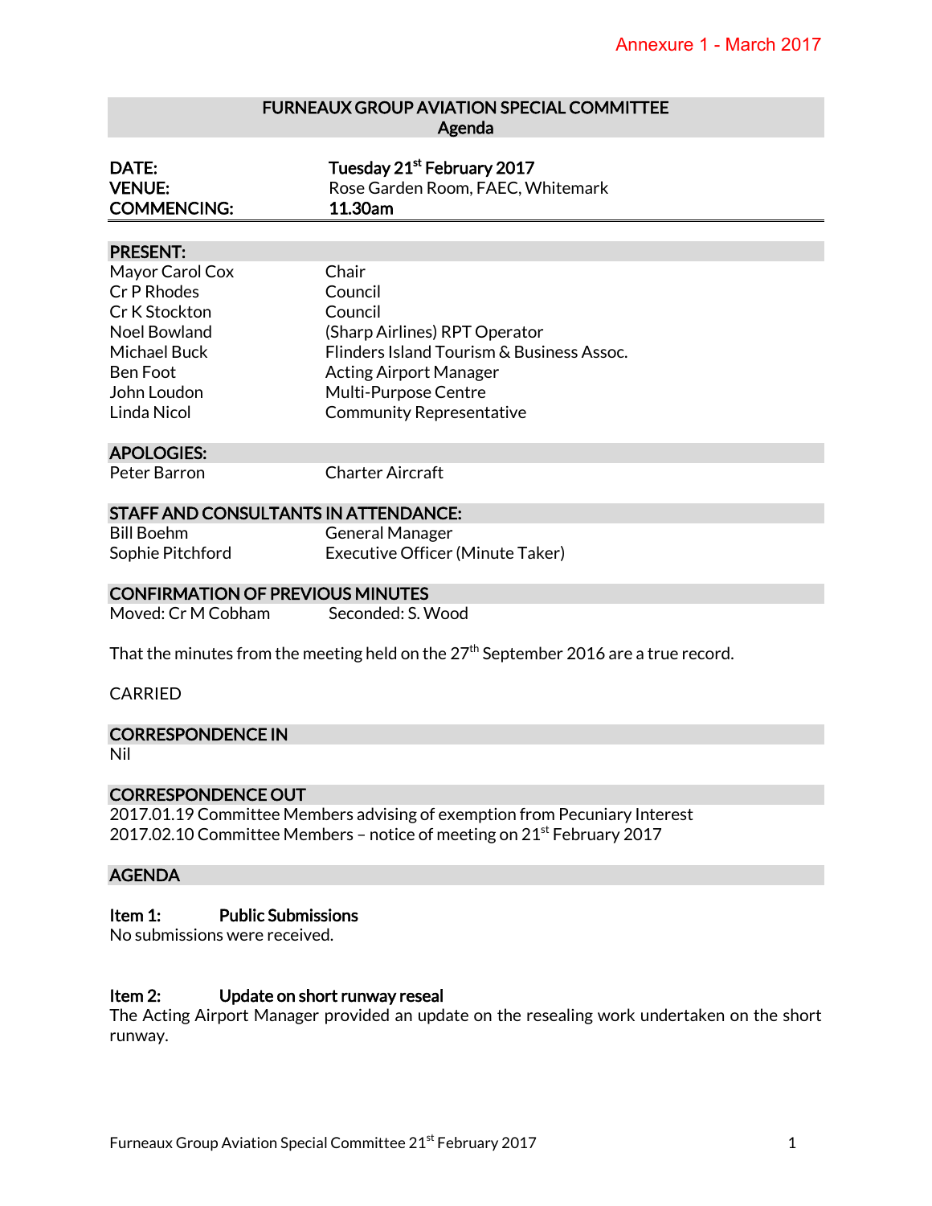Annexure 1 - March 2017

# FURNEAUX GROUP AVIATION SPECIAL COMMITTEE
## Agenda

| | |
|---|---|
| **DATE:** | **Tuesday 21st February 2017** |
| **VENUE:** | Rose Garden Room, FAEC, Whitemark |
| **COMMENCING:** | **11.30am** |

## PRESENT:

| | |
|---|---|
| Mayor Carol Cox | Chair |
| Cr P Rhodes | Council |
| Cr K Stockton | Council |
| Noel Bowland | (Sharp Airlines) RPT Operator |
| Michael Buck | Flinders Island Tourism & Business Assoc. |
| Ben Foot | Acting Airport Manager |
| John Loudon | Multi-Purpose Centre |
| Linda Nicol | Community Representative |

## APOLOGIES:

| | |
|---|---|
| Peter Barron | Charter Aircraft |

## STAFF AND CONSULTANTS IN ATTENDANCE:

| | |
|---|---|
| Bill Boehm | General Manager |
| Sophie Pitchford | Executive Officer (Minute Taker) |

## CONFIRMATION OF PREVIOUS MINUTES

Moved: Cr M Cobham Seconded: S. Wood

That the minutes from the meeting held on the 27th September 2016 are a true record.

CARRIED

## CORRESPONDENCE IN

Nil

## CORRESPONDENCE OUT

2017.01.19 Committee Members advising of exemption from Pecuniary Interest
2017.02.10 Committee Members – notice of meeting on 21st February 2017

## AGENDA

**Item 1: Public Submissions**
No submissions were received.

**Item 2: Update on short runway reseal**
The Acting Airport Manager provided an update on the resealing work undertaken on the short runway.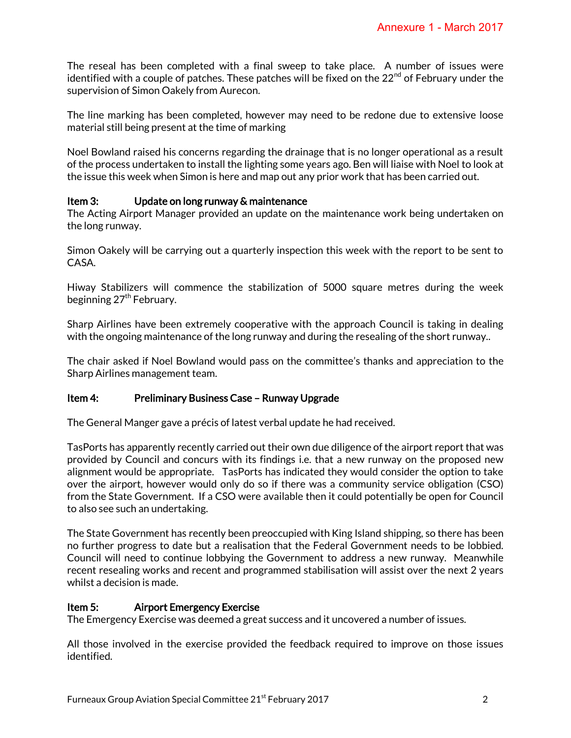The reseal has been completed with a final sweep to take place. A number of issues were identified with a couple of patches. These patches will be fixed on the 22nd of February under the supervision of Simon Oakely from Aurecon.

The line marking has been completed, however may need to be redone due to extensive loose material still being present at the time of marking

Noel Bowland raised his concerns regarding the drainage that is no longer operational as a result of the process undertaken to install the lighting some years ago. Ben will liaise with Noel to look at the issue this week when Simon is here and map out any prior work that has been carried out.

**Item 3: Update on long runway & maintenance**

The Acting Airport Manager provided an update on the maintenance work being undertaken on the long runway.

Simon Oakely will be carrying out a quarterly inspection this week with the report to be sent to CASA.

Hiway Stabilizers will commence the stabilization of 5000 square metres during the week beginning 27th February.

Sharp Airlines have been extremely cooperative with the approach Council is taking in dealing with the ongoing maintenance of the long runway and during the resealing of the short runway..

The chair asked if Noel Bowland would pass on the committee's thanks and appreciation to the Sharp Airlines management team.

**Item 4: Preliminary Business Case – Runway Upgrade**

The General Manger gave a précis of latest verbal update he had received.

TasPorts has apparently recently carried out their own due diligence of the airport report that was provided by Council and concurs with its findings i.e. that a new runway on the proposed new alignment would be appropriate. TasPorts has indicated they would consider the option to take over the airport, however would only do so if there was a community service obligation (CSO) from the State Government. If a CSO were available then it could potentially be open for Council to also see such an undertaking.

The State Government has recently been preoccupied with King Island shipping, so there has been no further progress to date but a realisation that the Federal Government needs to be lobbied. Council will need to continue lobbying the Government to address a new runway. Meanwhile recent resealing works and recent and programmed stabilisation will assist over the next 2 years whilst a decision is made.

**Item 5: Airport Emergency Exercise**

The Emergency Exercise was deemed a great success and it uncovered a number of issues.

All those involved in the exercise provided the feedback required to improve on those issues identified.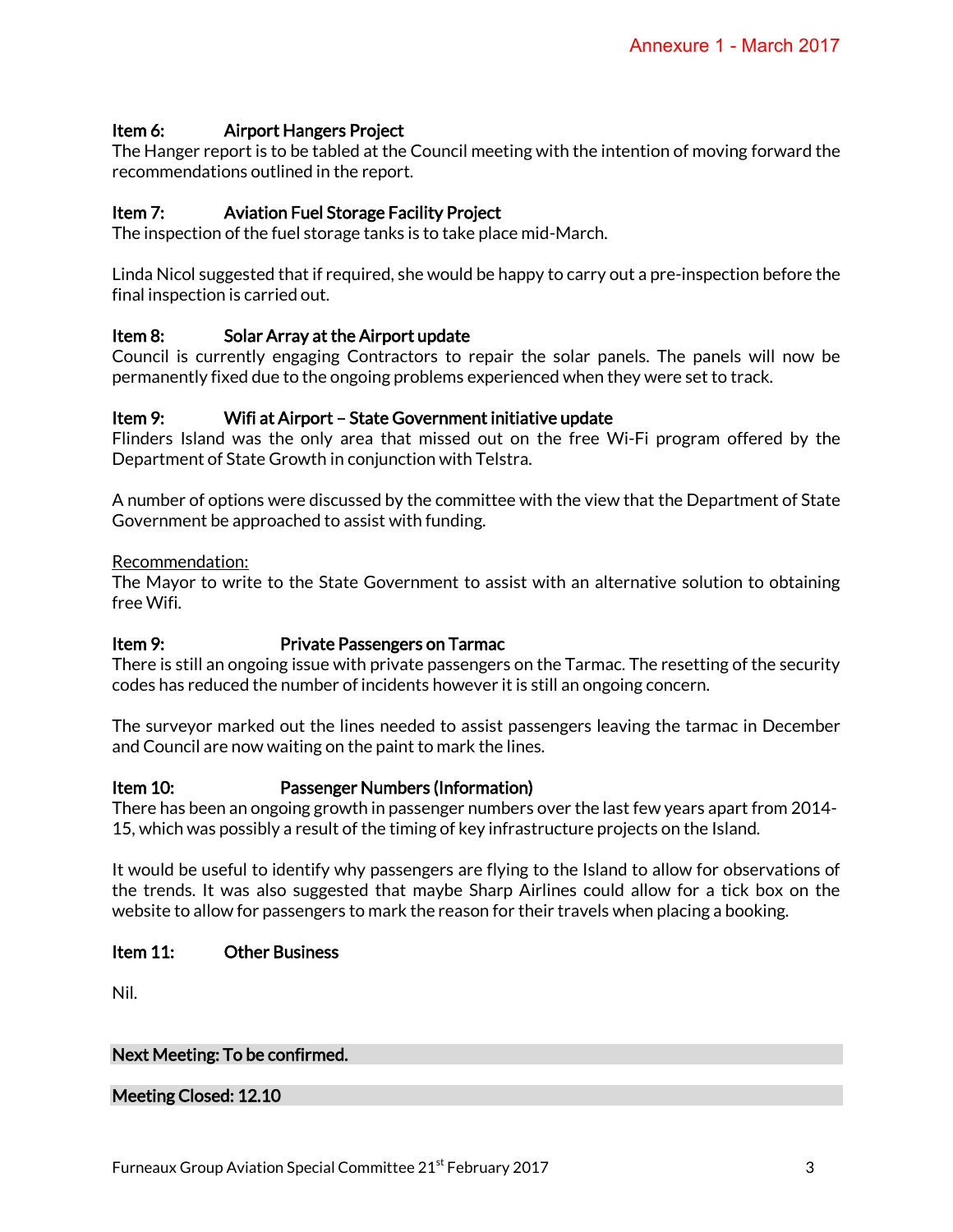Annexure 1 - March 2017

**Item 6: Airport Hangers Project**

The Hanger report is to be tabled at the Council meeting with the intention of moving forward the recommendations outlined in the report.

**Item 7: Aviation Fuel Storage Facility Project**

The inspection of the fuel storage tanks is to take place mid-March.

Linda Nicol suggested that if required, she would be happy to carry out a pre-inspection before the final inspection is carried out.

**Item 8: Solar Array at the Airport update**

Council is currently engaging Contractors to repair the solar panels. The panels will now be permanently fixed due to the ongoing problems experienced when they were set to track.

**Item 9: Wifi at Airport – State Government initiative update**

Flinders Island was the only area that missed out on the free Wi-Fi program offered by the Department of State Growth in conjunction with Telstra.

A number of options were discussed by the committee with the view that the Department of State Government be approached to assist with funding.

Recommendation:

The Mayor to write to the State Government to assist with an alternative solution to obtaining free Wifi.

**Item 9: Private Passengers on Tarmac**

There is still an ongoing issue with private passengers on the Tarmac. The resetting of the security codes has reduced the number of incidents however it is still an ongoing concern.

The surveyor marked out the lines needed to assist passengers leaving the tarmac in December and Council are now waiting on the paint to mark the lines.

**Item 10: Passenger Numbers (Information)**

There has been an ongoing growth in passenger numbers over the last few years apart from 2014-15, which was possibly a result of the timing of key infrastructure projects on the Island.

It would be useful to identify why passengers are flying to the Island to allow for observations of the trends. It was also suggested that maybe Sharp Airlines could allow for a tick box on the website to allow for passengers to mark the reason for their travels when placing a booking.

**Item 11: Other Business**

Nil.

**Next Meeting: To be confirmed.**

**Meeting Closed: 12.10**